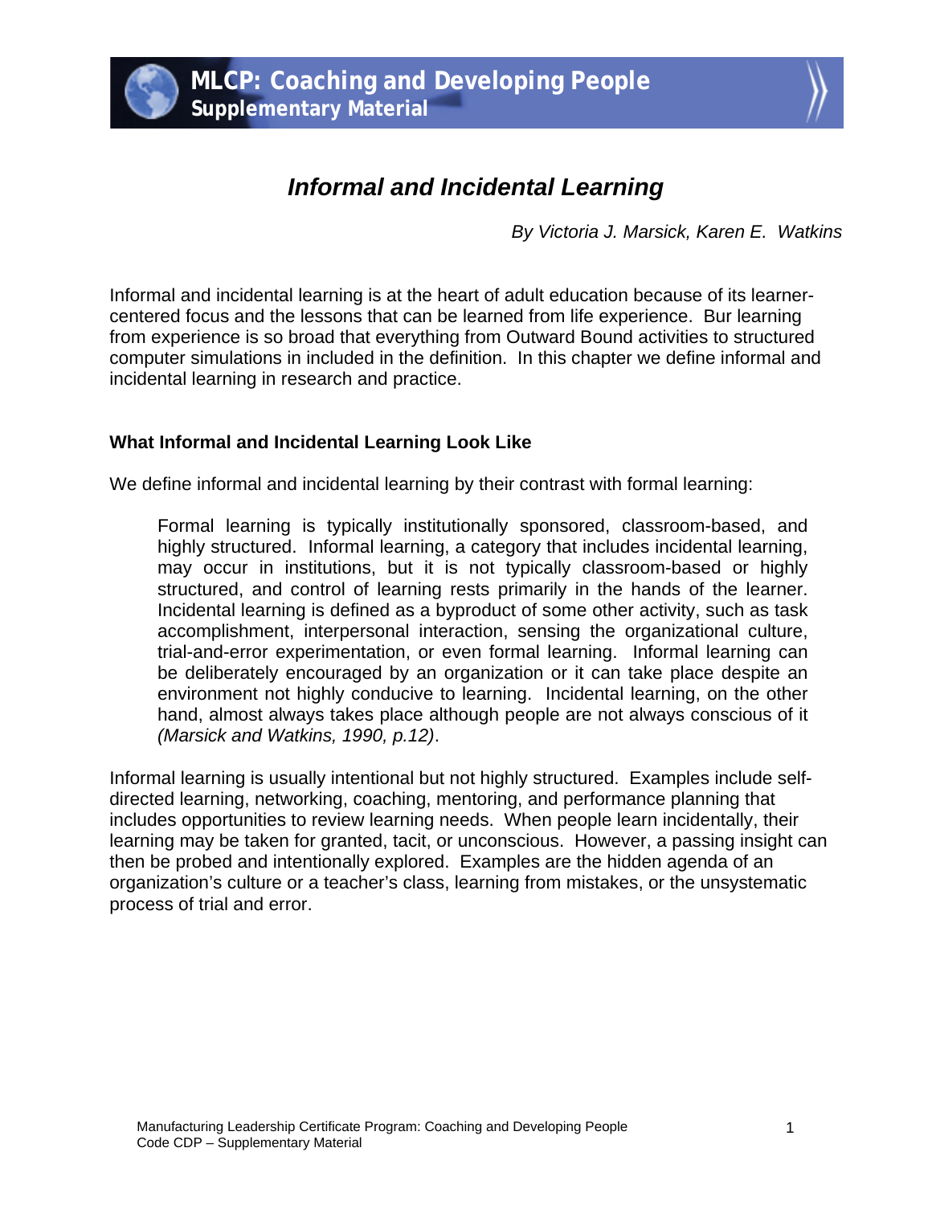# Informal and Incidental Learning

*By Victoria J. Marsick, Karen E. Watkins*

Informal and incidental learning is at the heart of adult education because of its learner-centered focus and the lessons that can be learned from life experience. Bur learning from experience is so broad that everything from Outward Bound activities to structured computer simulations in included in the definition. In this chapter we define informal and incidental learning in research and practice.

## What Informal and Incidental Learning Look Like

We define informal and incidental learning by their contrast with formal learning:

> Formal learning is typically institutionally sponsored, classroom-based, and highly structured. Informal learning, a category that includes incidental learning, may occur in institutions, but it is not typically classroom-based or highly structured, and control of learning rests primarily in the hands of the learner. Incidental learning is defined as a byproduct of some other activity, such as task accomplishment, interpersonal interaction, sensing the organizational culture, trial-and-error experimentation, or even formal learning. Informal learning can be deliberately encouraged by an organization or it can take place despite an environment not highly conducive to learning. Incidental learning, on the other hand, almost always takes place although people are not always conscious of it *(Marsick and Watkins, 1990, p.12)*.

Informal learning is usually intentional but not highly structured. Examples include self-directed learning, networking, coaching, mentoring, and performance planning that includes opportunities to review learning needs. When people learn incidentally, their learning may be taken for granted, tacit, or unconscious. However, a passing insight can then be probed and intentionally explored. Examples are the hidden agenda of an organization's culture or a teacher's class, learning from mistakes, or the unsystematic process of trial and error.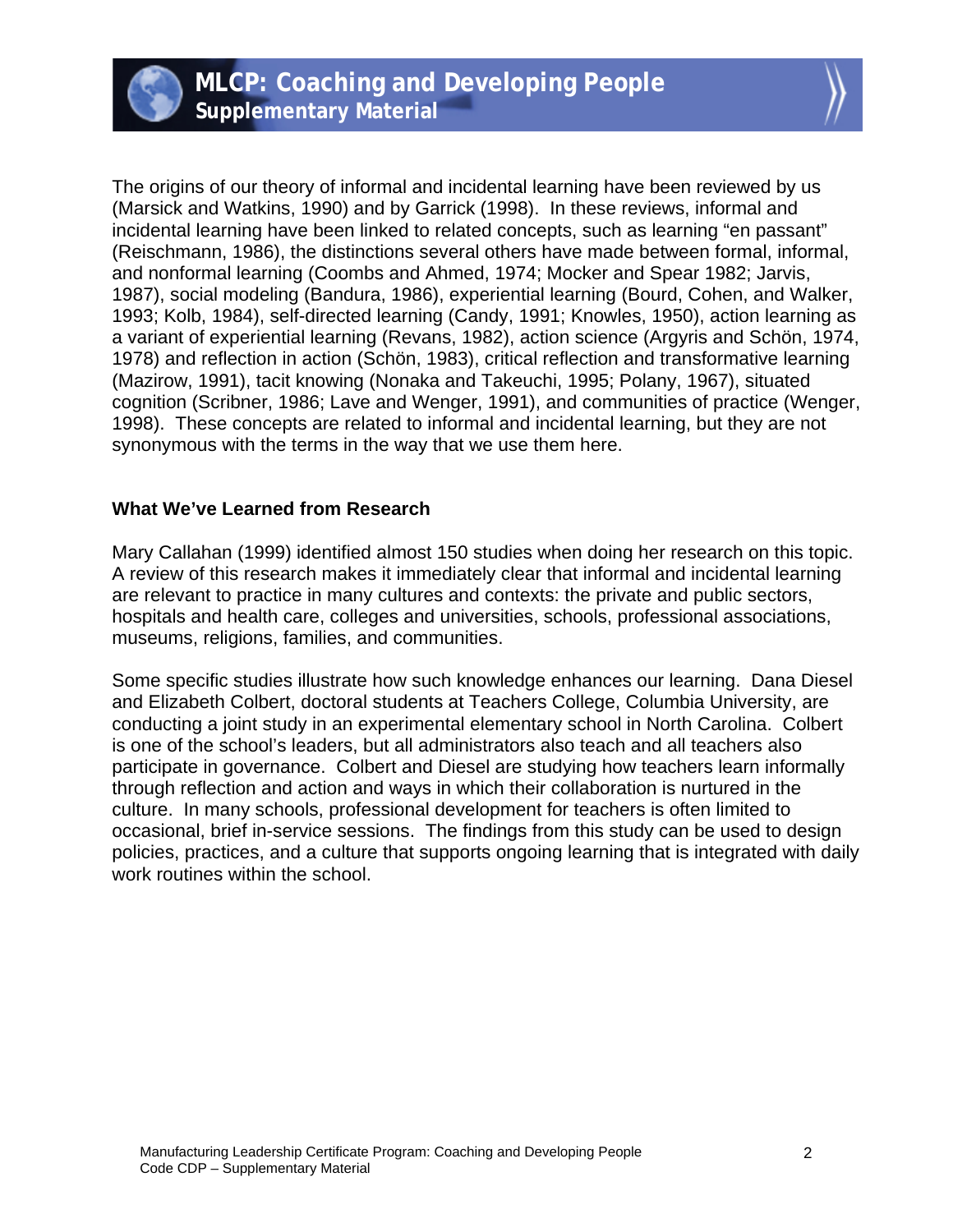The origins of our theory of informal and incidental learning have been reviewed by us (Marsick and Watkins, 1990) and by Garrick (1998). In these reviews, informal and incidental learning have been linked to related concepts, such as learning "en passant" (Reischmann, 1986), the distinctions several others have made between formal, informal, and nonformal learning (Coombs and Ahmed, 1974; Mocker and Spear 1982; Jarvis, 1987), social modeling (Bandura, 1986), experiential learning (Bourd, Cohen, and Walker, 1993; Kolb, 1984), self-directed learning (Candy, 1991; Knowles, 1950), action learning as a variant of experiential learning (Revans, 1982), action science (Argyris and Schön, 1974, 1978) and reflection in action (Schön, 1983), critical reflection and transformative learning (Mazirow, 1991), tacit knowing (Nonaka and Takeuchi, 1995; Polany, 1967), situated cognition (Scribner, 1986; Lave and Wenger, 1991), and communities of practice (Wenger, 1998). These concepts are related to informal and incidental learning, but they are not synonymous with the terms in the way that we use them here.

**What We've Learned from Research**

Mary Callahan (1999) identified almost 150 studies when doing her research on this topic. A review of this research makes it immediately clear that informal and incidental learning are relevant to practice in many cultures and contexts: the private and public sectors, hospitals and health care, colleges and universities, schools, professional associations, museums, religions, families, and communities.

Some specific studies illustrate how such knowledge enhances our learning. Dana Diesel and Elizabeth Colbert, doctoral students at Teachers College, Columbia University, are conducting a joint study in an experimental elementary school in North Carolina. Colbert is one of the school's leaders, but all administrators also teach and all teachers also participate in governance. Colbert and Diesel are studying how teachers learn informally through reflection and action and ways in which their collaboration is nurtured in the culture. In many schools, professional development for teachers is often limited to occasional, brief in-service sessions. The findings from this study can be used to design policies, practices, and a culture that supports ongoing learning that is integrated with daily work routines within the school.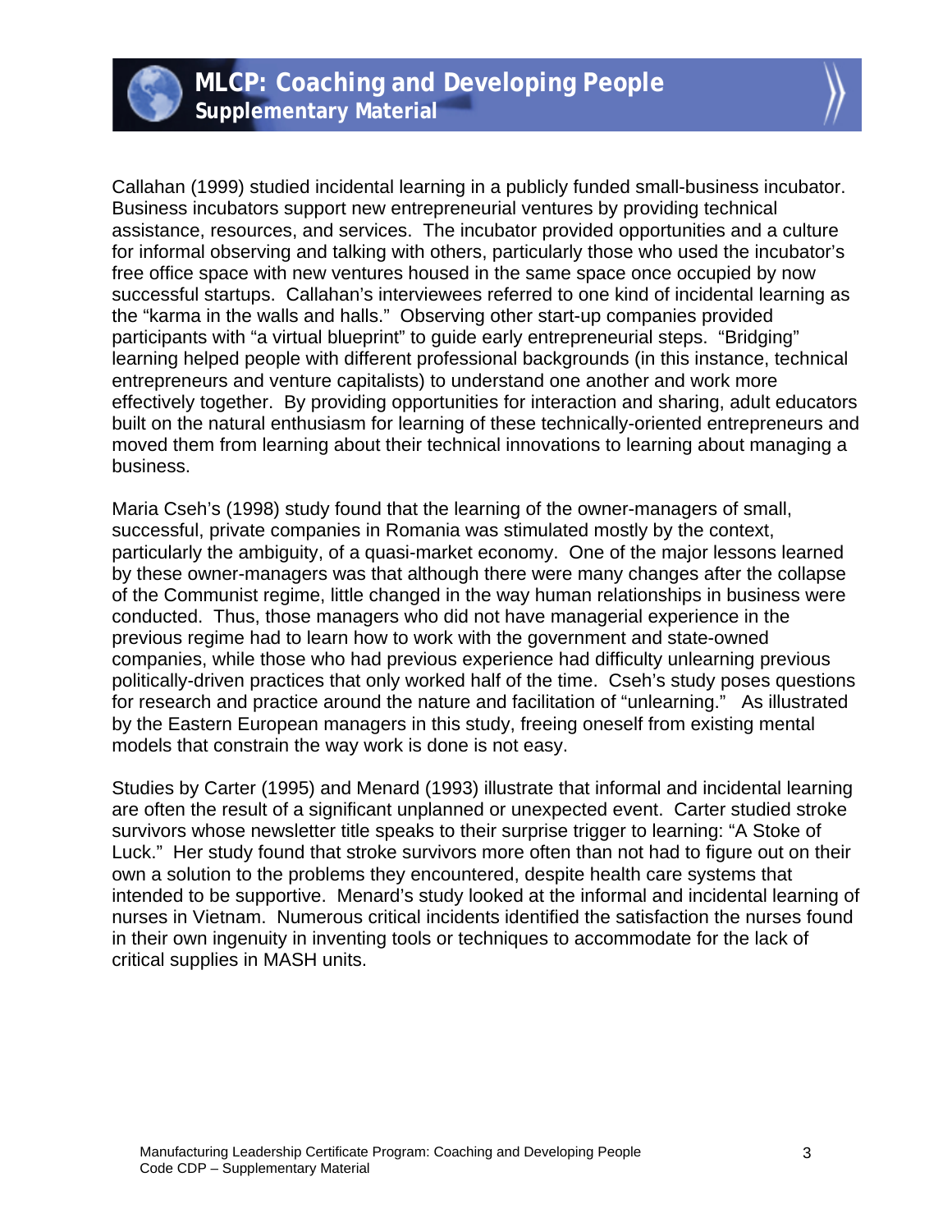Callahan (1999) studied incidental learning in a publicly funded small-business incubator. Business incubators support new entrepreneurial ventures by providing technical assistance, resources, and services. The incubator provided opportunities and a culture for informal observing and talking with others, particularly those who used the incubator's free office space with new ventures housed in the same space once occupied by now successful startups. Callahan's interviewees referred to one kind of incidental learning as the "karma in the walls and halls." Observing other start-up companies provided participants with "a virtual blueprint" to guide early entrepreneurial steps. "Bridging" learning helped people with different professional backgrounds (in this instance, technical entrepreneurs and venture capitalists) to understand one another and work more effectively together. By providing opportunities for interaction and sharing, adult educators built on the natural enthusiasm for learning of these technically-oriented entrepreneurs and moved them from learning about their technical innovations to learning about managing a business.

Maria Cseh's (1998) study found that the learning of the owner-managers of small, successful, private companies in Romania was stimulated mostly by the context, particularly the ambiguity, of a quasi-market economy. One of the major lessons learned by these owner-managers was that although there were many changes after the collapse of the Communist regime, little changed in the way human relationships in business were conducted. Thus, those managers who did not have managerial experience in the previous regime had to learn how to work with the government and state-owned companies, while those who had previous experience had difficulty unlearning previous politically-driven practices that only worked half of the time. Cseh's study poses questions for research and practice around the nature and facilitation of "unlearning." As illustrated by the Eastern European managers in this study, freeing oneself from existing mental models that constrain the way work is done is not easy.

Studies by Carter (1995) and Menard (1993) illustrate that informal and incidental learning are often the result of a significant unplanned or unexpected event. Carter studied stroke survivors whose newsletter title speaks to their surprise trigger to learning: "A Stoke of Luck." Her study found that stroke survivors more often than not had to figure out on their own a solution to the problems they encountered, despite health care systems that intended to be supportive. Menard's study looked at the informal and incidental learning of nurses in Vietnam. Numerous critical incidents identified the satisfaction the nurses found in their own ingenuity in inventing tools or techniques to accommodate for the lack of critical supplies in MASH units.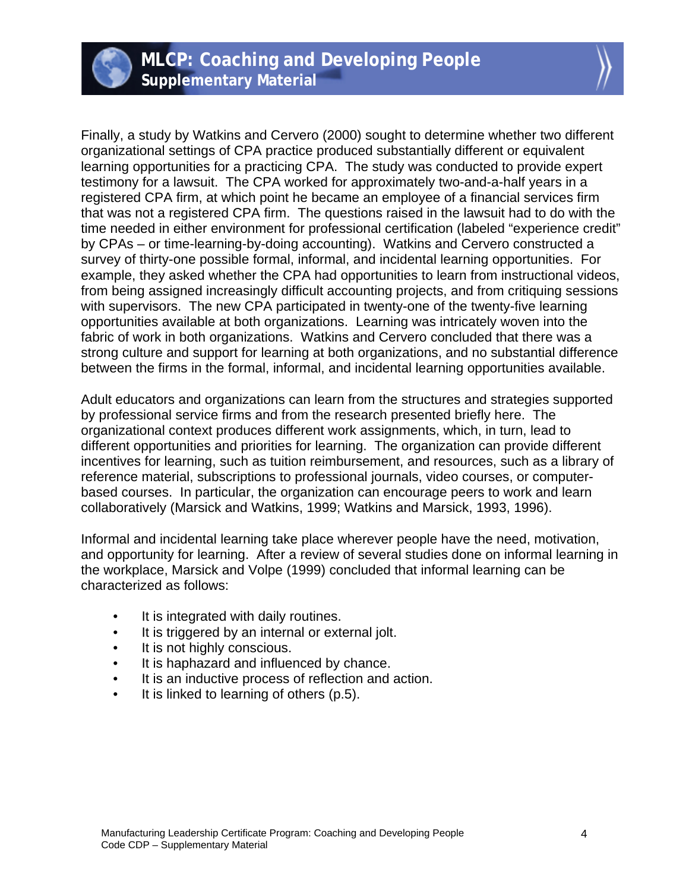Finally, a study by Watkins and Cervero (2000) sought to determine whether two different organizational settings of CPA practice produced substantially different or equivalent learning opportunities for a practicing CPA. The study was conducted to provide expert testimony for a lawsuit. The CPA worked for approximately two-and-a-half years in a registered CPA firm, at which point he became an employee of a financial services firm that was not a registered CPA firm. The questions raised in the lawsuit had to do with the time needed in either environment for professional certification (labeled "experience credit" by CPAs – or time-learning-by-doing accounting). Watkins and Cervero constructed a survey of thirty-one possible formal, informal, and incidental learning opportunities. For example, they asked whether the CPA had opportunities to learn from instructional videos, from being assigned increasingly difficult accounting projects, and from critiquing sessions with supervisors. The new CPA participated in twenty-one of the twenty-five learning opportunities available at both organizations. Learning was intricately woven into the fabric of work in both organizations. Watkins and Cervero concluded that there was a strong culture and support for learning at both organizations, and no substantial difference between the firms in the formal, informal, and incidental learning opportunities available.

Adult educators and organizations can learn from the structures and strategies supported by professional service firms and from the research presented briefly here. The organizational context produces different work assignments, which, in turn, lead to different opportunities and priorities for learning. The organization can provide different incentives for learning, such as tuition reimbursement, and resources, such as a library of reference material, subscriptions to professional journals, video courses, or computer-based courses. In particular, the organization can encourage peers to work and learn collaboratively (Marsick and Watkins, 1999; Watkins and Marsick, 1993, 1996).

Informal and incidental learning take place wherever people have the need, motivation, and opportunity for learning. After a review of several studies done on informal learning in the workplace, Marsick and Volpe (1999) concluded that informal learning can be characterized as follows:

- It is integrated with daily routines.
- It is triggered by an internal or external jolt.
- It is not highly conscious.
- It is haphazard and influenced by chance.
- It is an inductive process of reflection and action.
- It is linked to learning of others (p.5).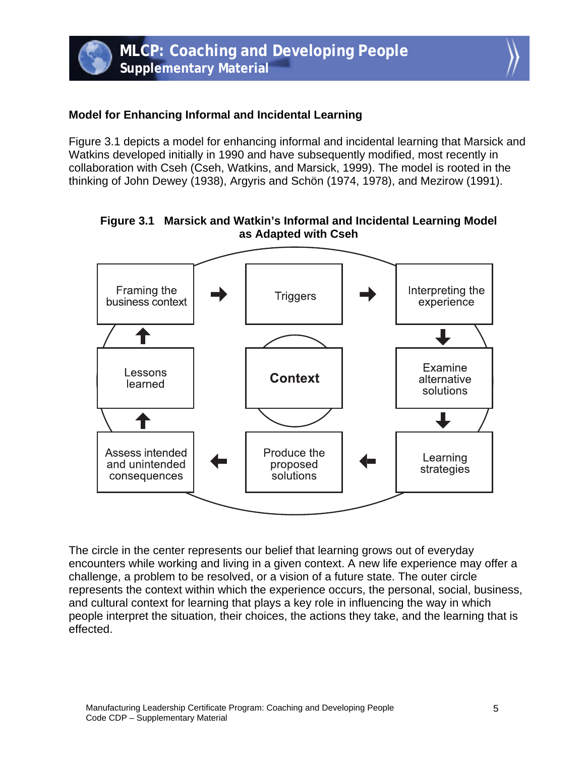## Model for Enhancing Informal and Incidental Learning

Figure 3.1 depicts a model for enhancing informal and incidental learning that Marsick and Watkins developed initially in 1990 and have subsequently modified, most recently in collaboration with Cseh (Cseh, Watkins, and Marsick, 1999). The model is rooted in the thinking of John Dewey (1938), Argyris and Schön (1974, 1978), and Mezirow (1991).

**Figure 3.1 Marsick and Watkin's Informal and Incidental Learning Model as Adapted with Cseh**

Framing the business context → Triggers → Interpreting the experience → Examine alternative solutions → Learning strategies → Produce the proposed solutions → Assess intended and unintended consequences → Lessons learned → Framing the business context

**Context**

The circle in the center represents our belief that learning grows out of everyday encounters while working and living in a given context. A new life experience may offer a challenge, a problem to be resolved, or a vision of a future state. The outer circle represents the context within which the experience occurs, the personal, social, business, and cultural context for learning that plays a key role in influencing the way in which people interpret the situation, their choices, the actions they take, and the learning that is effected.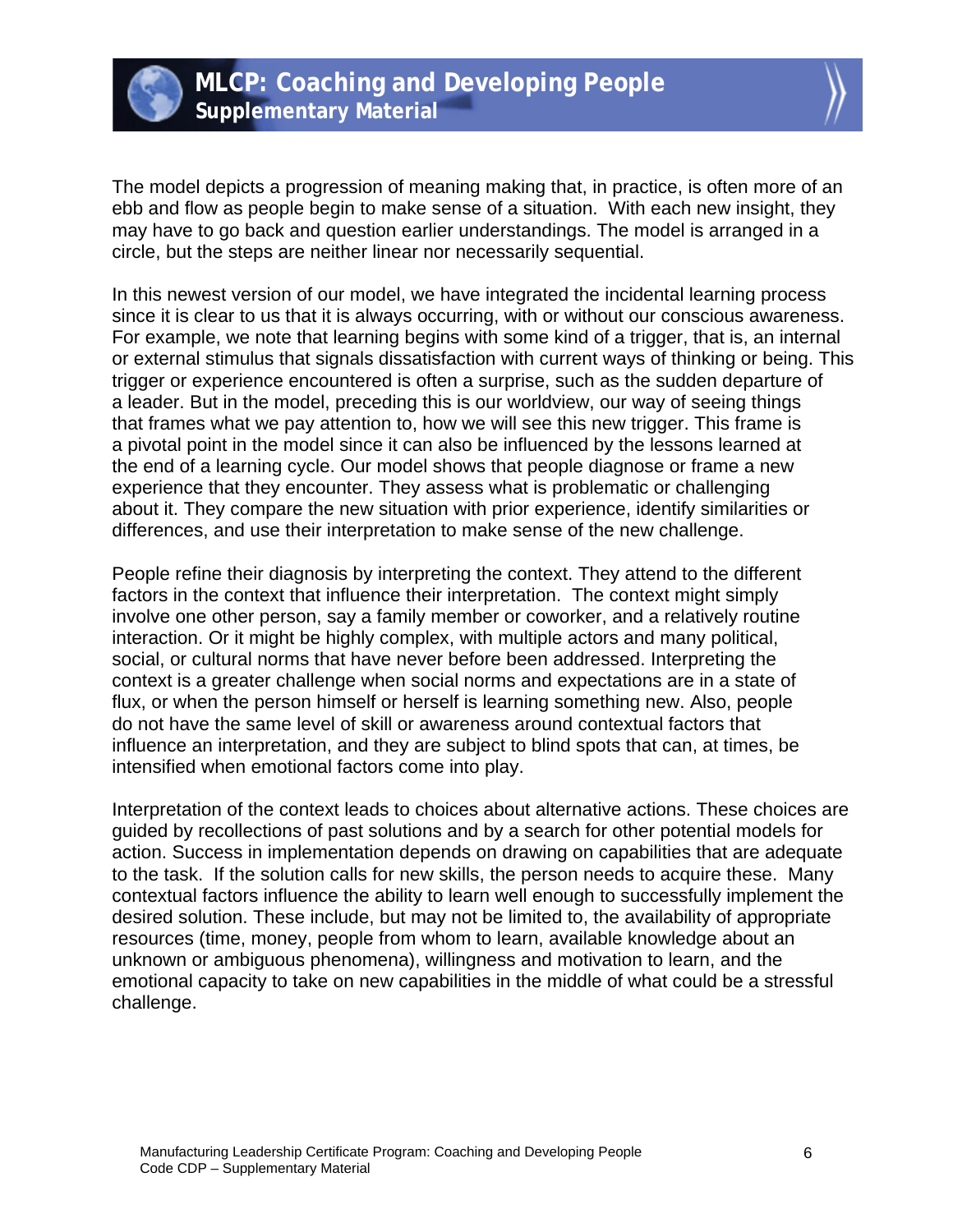The model depicts a progression of meaning making that, in practice, is often more of an ebb and flow as people begin to make sense of a situation. With each new insight, they may have to go back and question earlier understandings. The model is arranged in a circle, but the steps are neither linear nor necessarily sequential.

In this newest version of our model, we have integrated the incidental learning process since it is clear to us that it is always occurring, with or without our conscious awareness. For example, we note that learning begins with some kind of a trigger, that is, an internal or external stimulus that signals dissatisfaction with current ways of thinking or being. This trigger or experience encountered is often a surprise, such as the sudden departure of a leader. But in the model, preceding this is our worldview, our way of seeing things that frames what we pay attention to, how we will see this new trigger. This frame is a pivotal point in the model since it can also be influenced by the lessons learned at the end of a learning cycle. Our model shows that people diagnose or frame a new experience that they encounter. They assess what is problematic or challenging about it. They compare the new situation with prior experience, identify similarities or differences, and use their interpretation to make sense of the new challenge.

People refine their diagnosis by interpreting the context. They attend to the different factors in the context that influence their interpretation. The context might simply involve one other person, say a family member or coworker, and a relatively routine interaction. Or it might be highly complex, with multiple actors and many political, social, or cultural norms that have never before been addressed. Interpreting the context is a greater challenge when social norms and expectations are in a state of flux, or when the person himself or herself is learning something new. Also, people do not have the same level of skill or awareness around contextual factors that influence an interpretation, and they are subject to blind spots that can, at times, be intensified when emotional factors come into play.

Interpretation of the context leads to choices about alternative actions. These choices are guided by recollections of past solutions and by a search for other potential models for action. Success in implementation depends on drawing on capabilities that are adequate to the task. If the solution calls for new skills, the person needs to acquire these. Many contextual factors influence the ability to learn well enough to successfully implement the desired solution. These include, but may not be limited to, the availability of appropriate resources (time, money, people from whom to learn, available knowledge about an unknown or ambiguous phenomena), willingness and motivation to learn, and the emotional capacity to take on new capabilities in the middle of what could be a stressful challenge.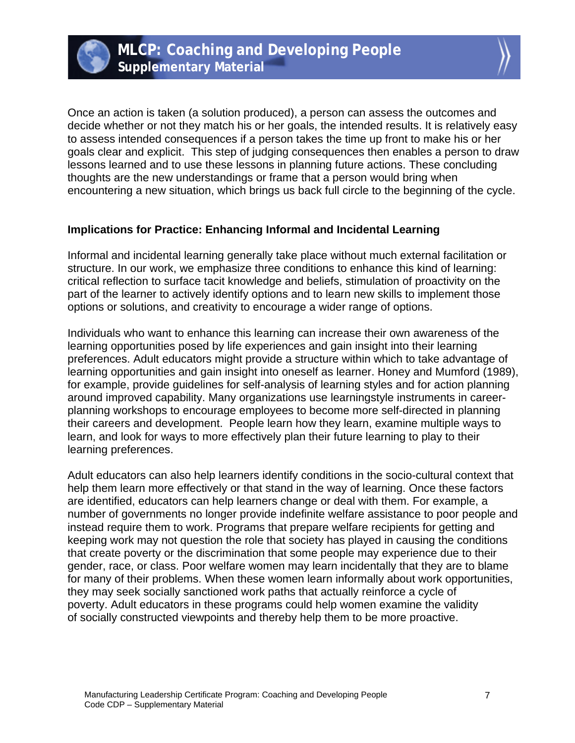Once an action is taken (a solution produced), a person can assess the outcomes and decide whether or not they match his or her goals, the intended results. It is relatively easy to assess intended consequences if a person takes the time up front to make his or her goals clear and explicit. This step of judging consequences then enables a person to draw lessons learned and to use these lessons in planning future actions. These concluding thoughts are the new understandings or frame that a person would bring when encountering a new situation, which brings us back full circle to the beginning of the cycle.

**Implications for Practice: Enhancing Informal and Incidental Learning**

Informal and incidental learning generally take place without much external facilitation or structure. In our work, we emphasize three conditions to enhance this kind of learning: critical reflection to surface tacit knowledge and beliefs, stimulation of proactivity on the part of the learner to actively identify options and to learn new skills to implement those options or solutions, and creativity to encourage a wider range of options.

Individuals who want to enhance this learning can increase their own awareness of the learning opportunities posed by life experiences and gain insight into their learning preferences. Adult educators might provide a structure within which to take advantage of learning opportunities and gain insight into oneself as learner. Honey and Mumford (1989), for example, provide guidelines for self-analysis of learning styles and for action planning around improved capability. Many organizations use learningstyle instruments in career-planning workshops to encourage employees to become more self-directed in planning their careers and development. People learn how they learn, examine multiple ways to learn, and look for ways to more effectively plan their future learning to play to their learning preferences.

Adult educators can also help learners identify conditions in the socio-cultural context that help them learn more effectively or that stand in the way of learning. Once these factors are identified, educators can help learners change or deal with them. For example, a number of governments no longer provide indefinite welfare assistance to poor people and instead require them to work. Programs that prepare welfare recipients for getting and keeping work may not question the role that society has played in causing the conditions that create poverty or the discrimination that some people may experience due to their gender, race, or class. Poor welfare women may learn incidentally that they are to blame for many of their problems. When these women learn informally about work opportunities, they may seek socially sanctioned work paths that actually reinforce a cycle of poverty. Adult educators in these programs could help women examine the validity of socially constructed viewpoints and thereby help them to be more proactive.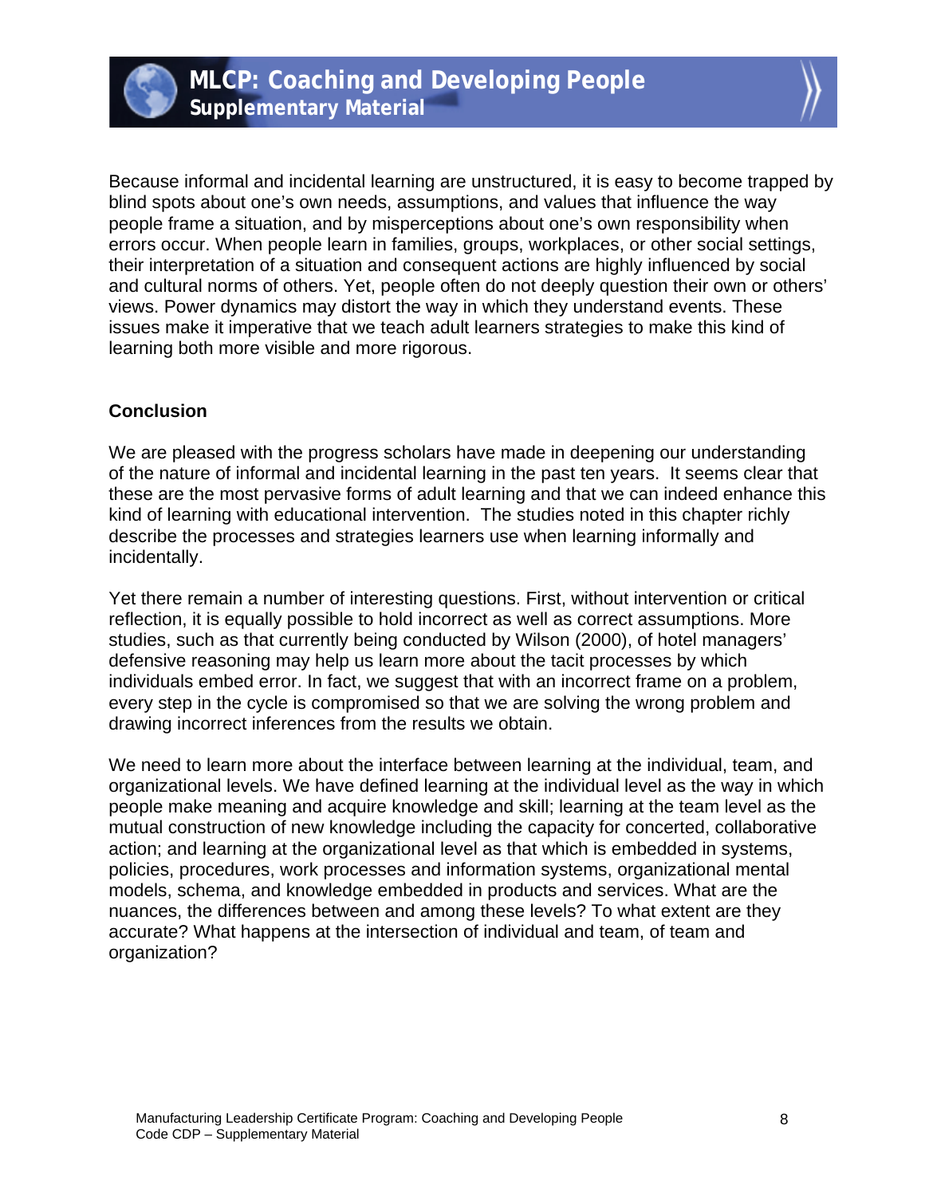Because informal and incidental learning are unstructured, it is easy to become trapped by blind spots about one's own needs, assumptions, and values that influence the way people frame a situation, and by misperceptions about one's own responsibility when errors occur. When people learn in families, groups, workplaces, or other social settings, their interpretation of a situation and consequent actions are highly influenced by social and cultural norms of others. Yet, people often do not deeply question their own or others' views. Power dynamics may distort the way in which they understand events. These issues make it imperative that we teach adult learners strategies to make this kind of learning both more visible and more rigorous.

**Conclusion**

We are pleased with the progress scholars have made in deepening our understanding of the nature of informal and incidental learning in the past ten years. It seems clear that these are the most pervasive forms of adult learning and that we can indeed enhance this kind of learning with educational intervention. The studies noted in this chapter richly describe the processes and strategies learners use when learning informally and incidentally.

Yet there remain a number of interesting questions. First, without intervention or critical reflection, it is equally possible to hold incorrect as well as correct assumptions. More studies, such as that currently being conducted by Wilson (2000), of hotel managers' defensive reasoning may help us learn more about the tacit processes by which individuals embed error. In fact, we suggest that with an incorrect frame on a problem, every step in the cycle is compromised so that we are solving the wrong problem and drawing incorrect inferences from the results we obtain.

We need to learn more about the interface between learning at the individual, team, and organizational levels. We have defined learning at the individual level as the way in which people make meaning and acquire knowledge and skill; learning at the team level as the mutual construction of new knowledge including the capacity for concerted, collaborative action; and learning at the organizational level as that which is embedded in systems, policies, procedures, work processes and information systems, organizational mental models, schema, and knowledge embedded in products and services. What are the nuances, the differences between and among these levels? To what extent are they accurate? What happens at the intersection of individual and team, of team and organization?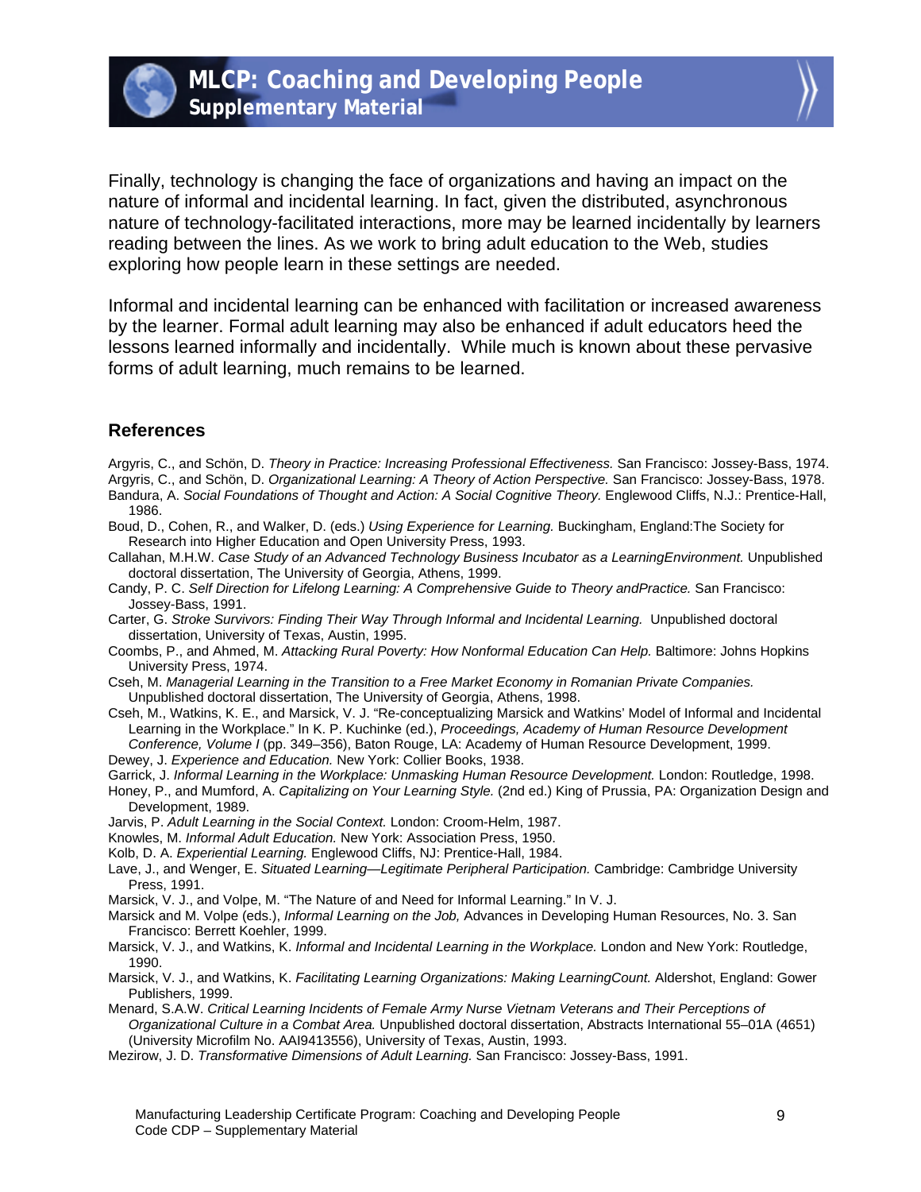Finally, technology is changing the face of organizations and having an impact on the nature of informal and incidental learning. In fact, given the distributed, asynchronous nature of technology-facilitated interactions, more may be learned incidentally by learners reading between the lines. As we work to bring adult education to the Web, studies exploring how people learn in these settings are needed.

Informal and incidental learning can be enhanced with facilitation or increased awareness by the learner. Formal adult learning may also be enhanced if adult educators heed the lessons learned informally and incidentally. While much is known about these pervasive forms of adult learning, much remains to be learned.

## References

Argyris, C., and Schön, D. *Theory in Practice: Increasing Professional Effectiveness.* San Francisco: Jossey-Bass, 1974.

Argyris, C., and Schön, D. *Organizational Learning: A Theory of Action Perspective.* San Francisco: Jossey-Bass, 1978.

Bandura, A. *Social Foundations of Thought and Action: A Social Cognitive Theory.* Englewood Cliffs, N.J.: Prentice-Hall, 1986.

Boud, D., Cohen, R., and Walker, D. (eds.) *Using Experience for Learning.* Buckingham, England:The Society for Research into Higher Education and Open University Press, 1993.

Callahan, M.H.W. *Case Study of an Advanced Technology Business Incubator as a LearningEnvironment.* Unpublished doctoral dissertation, The University of Georgia, Athens, 1999.

Candy, P. C. *Self Direction for Lifelong Learning: A Comprehensive Guide to Theory andPractice.* San Francisco: Jossey-Bass, 1991.

Carter, G. *Stroke Survivors: Finding Their Way Through Informal and Incidental Learning.* Unpublished doctoral dissertation, University of Texas, Austin, 1995.

Coombs, P., and Ahmed, M. *Attacking Rural Poverty: How Nonformal Education Can Help.* Baltimore: Johns Hopkins University Press, 1974.

Cseh, M. *Managerial Learning in the Transition to a Free Market Economy in Romanian Private Companies.* Unpublished doctoral dissertation, The University of Georgia, Athens, 1998.

Cseh, M., Watkins, K. E., and Marsick, V. J. "Re-conceptualizing Marsick and Watkins' Model of Informal and Incidental Learning in the Workplace." In K. P. Kuchinke (ed.), *Proceedings, Academy of Human Resource Development Conference, Volume I* (pp. 349–356), Baton Rouge, LA: Academy of Human Resource Development, 1999.

Dewey, J. *Experience and Education.* New York: Collier Books, 1938.

Garrick, J. *Informal Learning in the Workplace: Unmasking Human Resource Development.* London: Routledge, 1998.

Honey, P., and Mumford, A. *Capitalizing on Your Learning Style.* (2nd ed.) King of Prussia, PA: Organization Design and Development, 1989.

Jarvis, P. *Adult Learning in the Social Context.* London: Croom-Helm, 1987.

Knowles, M. *Informal Adult Education.* New York: Association Press, 1950.

Kolb, D. A. *Experiential Learning.* Englewood Cliffs, NJ: Prentice-Hall, 1984.

Lave, J., and Wenger, E. *Situated Learning—Legitimate Peripheral Participation.* Cambridge: Cambridge University Press, 1991.

Marsick, V. J., and Volpe, M. "The Nature of and Need for Informal Learning." In V. J.

Marsick and M. Volpe (eds.), *Informal Learning on the Job,* Advances in Developing Human Resources, No. 3. San Francisco: Berrett Koehler, 1999.

Marsick, V. J., and Watkins, K. *Informal and Incidental Learning in the Workplace.* London and New York: Routledge, 1990.

Marsick, V. J., and Watkins, K. *Facilitating Learning Organizations: Making LearningCount.* Aldershot, England: Gower Publishers, 1999.

Menard, S.A.W. *Critical Learning Incidents of Female Army Nurse Vietnam Veterans and Their Perceptions of Organizational Culture in a Combat Area.* Unpublished doctoral dissertation, Abstracts International 55–01A (4651) (University Microfilm No. AAI9413556), University of Texas, Austin, 1993.

Mezirow, J. D. *Transformative Dimensions of Adult Learning.* San Francisco: Jossey-Bass, 1991.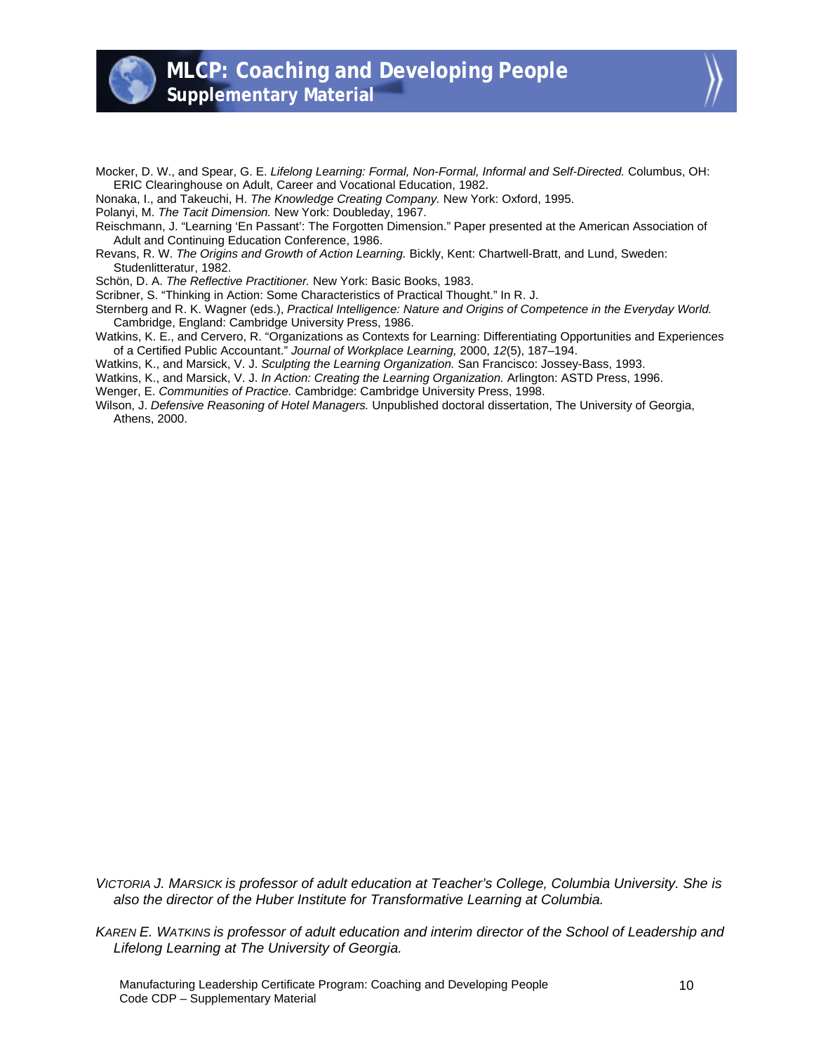Mocker, D. W., and Spear, G. E. *Lifelong Learning: Formal, Non-Formal, Informal and Self-Directed.* Columbus, OH: ERIC Clearinghouse on Adult, Career and Vocational Education, 1982.

Nonaka, I., and Takeuchi, H. *The Knowledge Creating Company.* New York: Oxford, 1995.

Polanyi, M. *The Tacit Dimension.* New York: Doubleday, 1967.

Reischmann, J. "Learning 'En Passant': The Forgotten Dimension." Paper presented at the American Association of Adult and Continuing Education Conference, 1986.

Revans, R. W. *The Origins and Growth of Action Learning.* Bickly, Kent: Chartwell-Bratt, and Lund, Sweden: Studenlitteratur, 1982.

Schön, D. A. *The Reflective Practitioner.* New York: Basic Books, 1983.

Scribner, S. "Thinking in Action: Some Characteristics of Practical Thought." In R. J.

Sternberg and R. K. Wagner (eds.), *Practical Intelligence: Nature and Origins of Competence in the Everyday World.* Cambridge, England: Cambridge University Press, 1986.

Watkins, K. E., and Cervero, R. "Organizations as Contexts for Learning: Differentiating Opportunities and Experiences of a Certified Public Accountant." *Journal of Workplace Learning,* 2000, *12*(5), 187–194.

Watkins, K., and Marsick, V. J. *Sculpting the Learning Organization.* San Francisco: Jossey-Bass, 1993.

Watkins, K., and Marsick, V. J. *In Action: Creating the Learning Organization.* Arlington: ASTD Press, 1996.

Wenger, E. *Communities of Practice.* Cambridge: Cambridge University Press, 1998.

Wilson, J. *Defensive Reasoning of Hotel Managers.* Unpublished doctoral dissertation, The University of Georgia, Athens, 2000.

*VICTORIA J. MARSICK is professor of adult education at Teacher's College, Columbia University. She is also the director of the Huber Institute for Transformative Learning at Columbia.*

*KAREN E. WATKINS is professor of adult education and interim director of the School of Leadership and Lifelong Learning at The University of Georgia.*